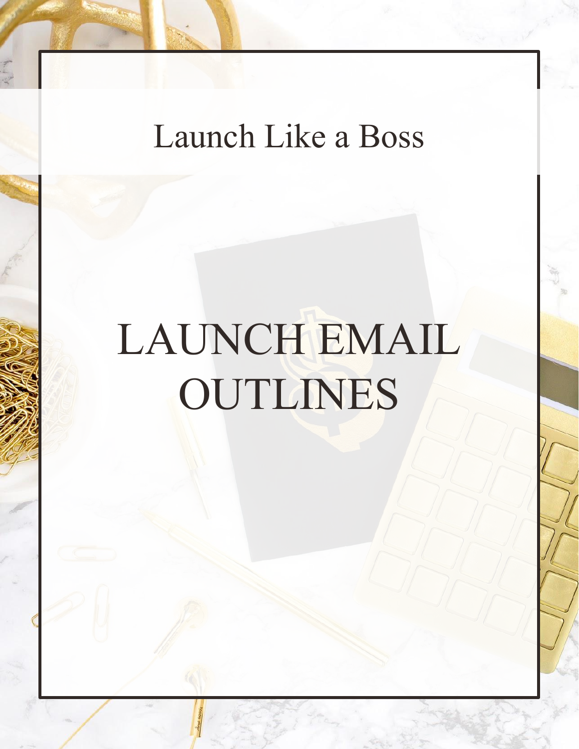Launch Like a Boss

# LAUNCH EMAIL OUTLINES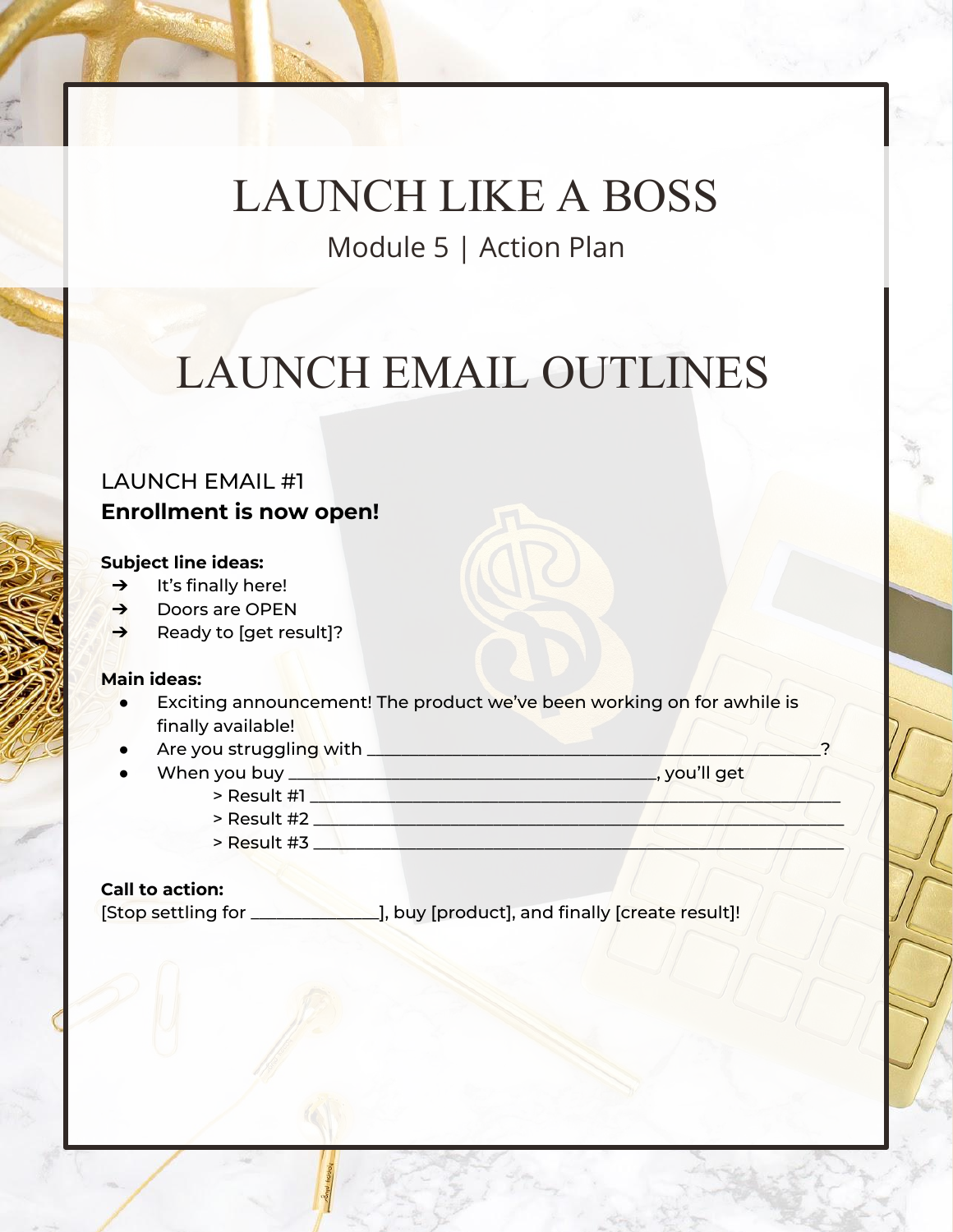# LAUNCH LIKE A BOSS

Module 5 | Action Plan

## LAUNCH EMAIL OUTLINES

### LAUNCH EMAIL #1
**Enrollment is now open!**

**Subject line ideas:**

- ➔ It's finally here!
- ➔ Doors are OPEN
- ➔ Ready to [get result]?

**Main ideas:**

- Exciting announcement! The product we've been working on for awhile is finally available!
- Are you struggling with ____________________________________________?
- When you buy ____________________________________, you'll get
  - > Result #1 _____________________________________________________
  - > Result #2 _____________________________________________________
  - > Result #3 _____________________________________________________

**Call to action:**

[Stop settling for _____________], buy [product], and finally [create result]!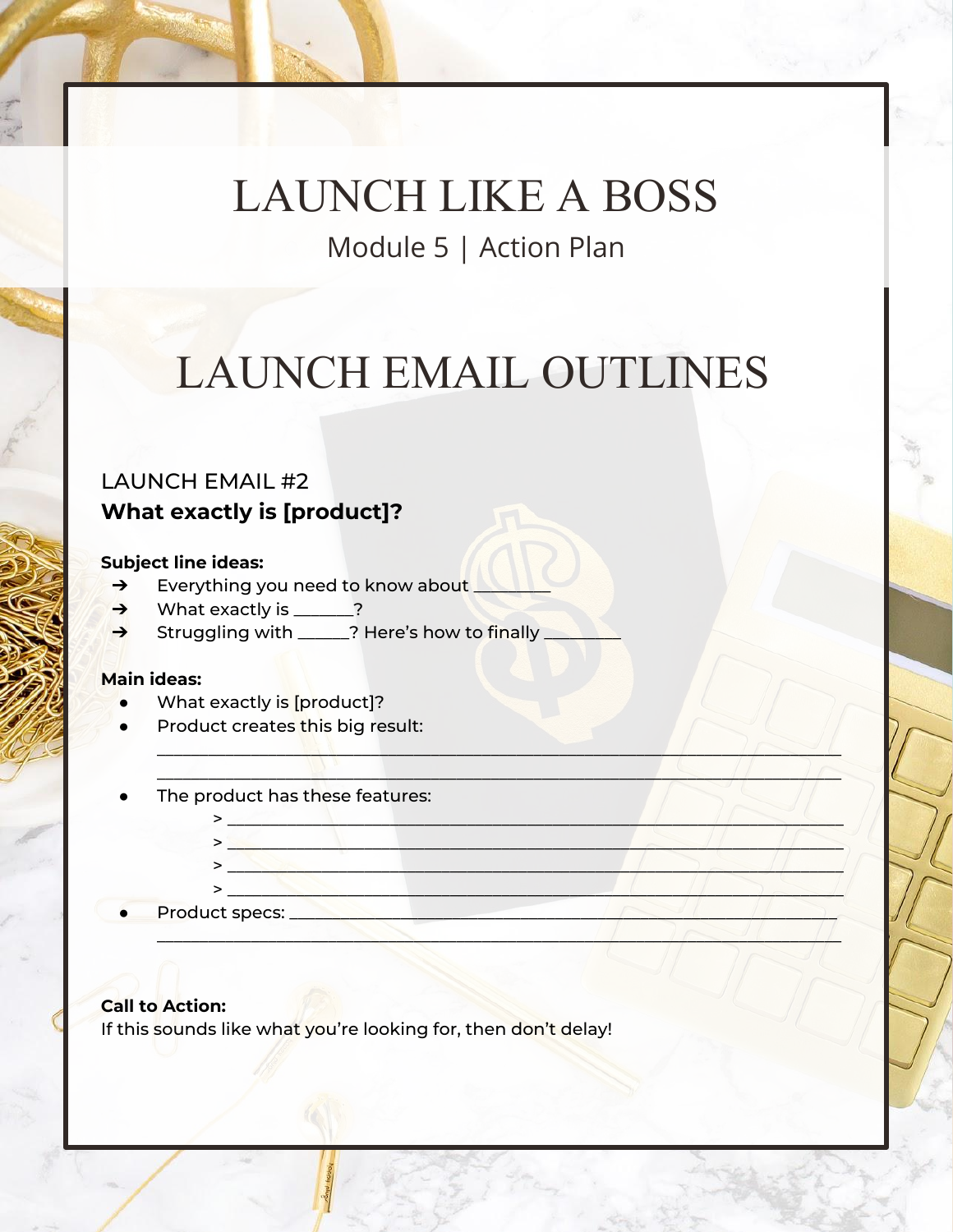# LAUNCH LIKE A BOSS

Module 5 | Action Plan

# LAUNCH EMAIL OUTLINES

## LAUNCH EMAIL #2

### What exactly is [product]?

**Subject line ideas:**

- ➔ Everything you need to know about ________
- ➔ What exactly is _______?
- ➔ Struggling with ______? Here's how to finally ________

**Main ideas:**

- What exactly is [product]?
- Product creates this big result:
  ______________________________________________________________________________
  ______________________________________________________________________________
- The product has these features:
  - > ______________________________________________________________________
  - > ______________________________________________________________________
  - > ______________________________________________________________________
  - > ______________________________________________________________________
- Product specs: ________________________________________________________________
  ______________________________________________________________________________

**Call to Action:**

If this sounds like what you're looking for, then don't delay!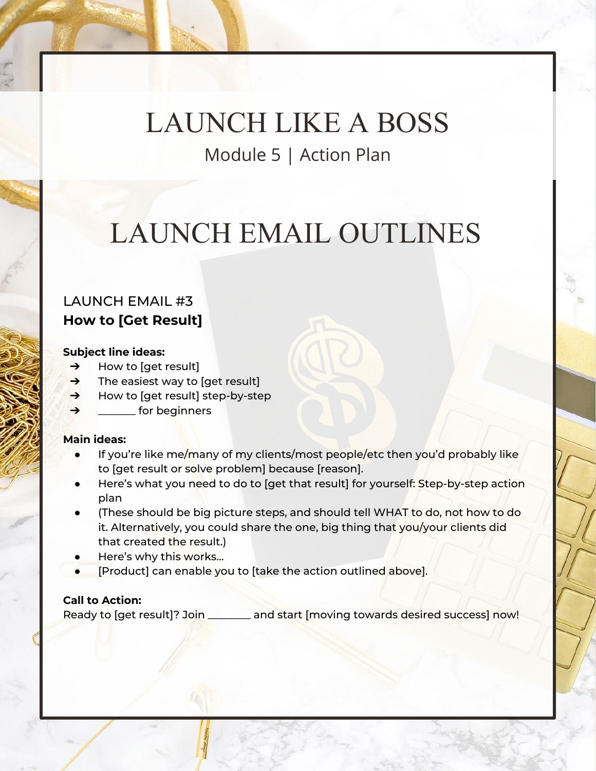# LAUNCH LIKE A BOSS

Module 5 | Action Plan

# LAUNCH EMAIL OUTLINES

## LAUNCH EMAIL #3
**How to [Get Result]**

**Subject line ideas:**

- How to [get result]
- The easiest way to [get result]
- How to [get result] step-by-step
- _______ for beginners

**Main ideas:**

- If you're like me/many of my clients/most people/etc then you'd probably like to [get result or solve problem] because [reason].
- Here's what you need to do to [get that result] for yourself: Step-by-step action plan
- (These should be big picture steps, and should tell WHAT to do, not how to do it. Alternatively, you could share the one, big thing that you/your clients did that created the result.)
- Here's why this works...
- [Product] can enable you to [take the action outlined above].

**Call to Action:**

Ready to [get result]? Join ________ and start [moving towards desired success] now!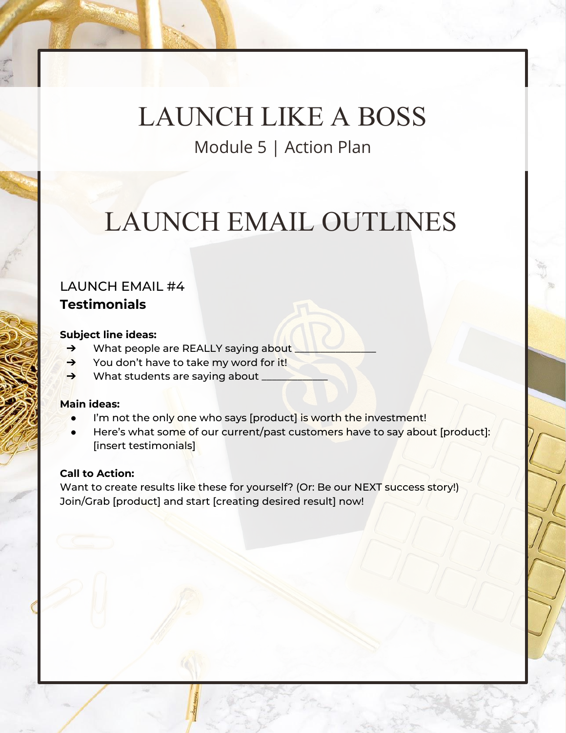# LAUNCH LIKE A BOSS

Module 5 | Action Plan

## LAUNCH EMAIL OUTLINES

### LAUNCH EMAIL #4
**Testimonials**

**Subject line ideas:**

- What people are REALLY saying about _______________
- You don't have to take my word for it!
- What students are saying about _____________

**Main ideas:**

- I'm not the only one who says [product] is worth the investment!
- Here's what some of our current/past customers have to say about [product]: [insert testimonials]

**Call to Action:**

Want to create results like these for yourself? (Or: Be our NEXT success story!) Join/Grab [product] and start [creating desired result] now!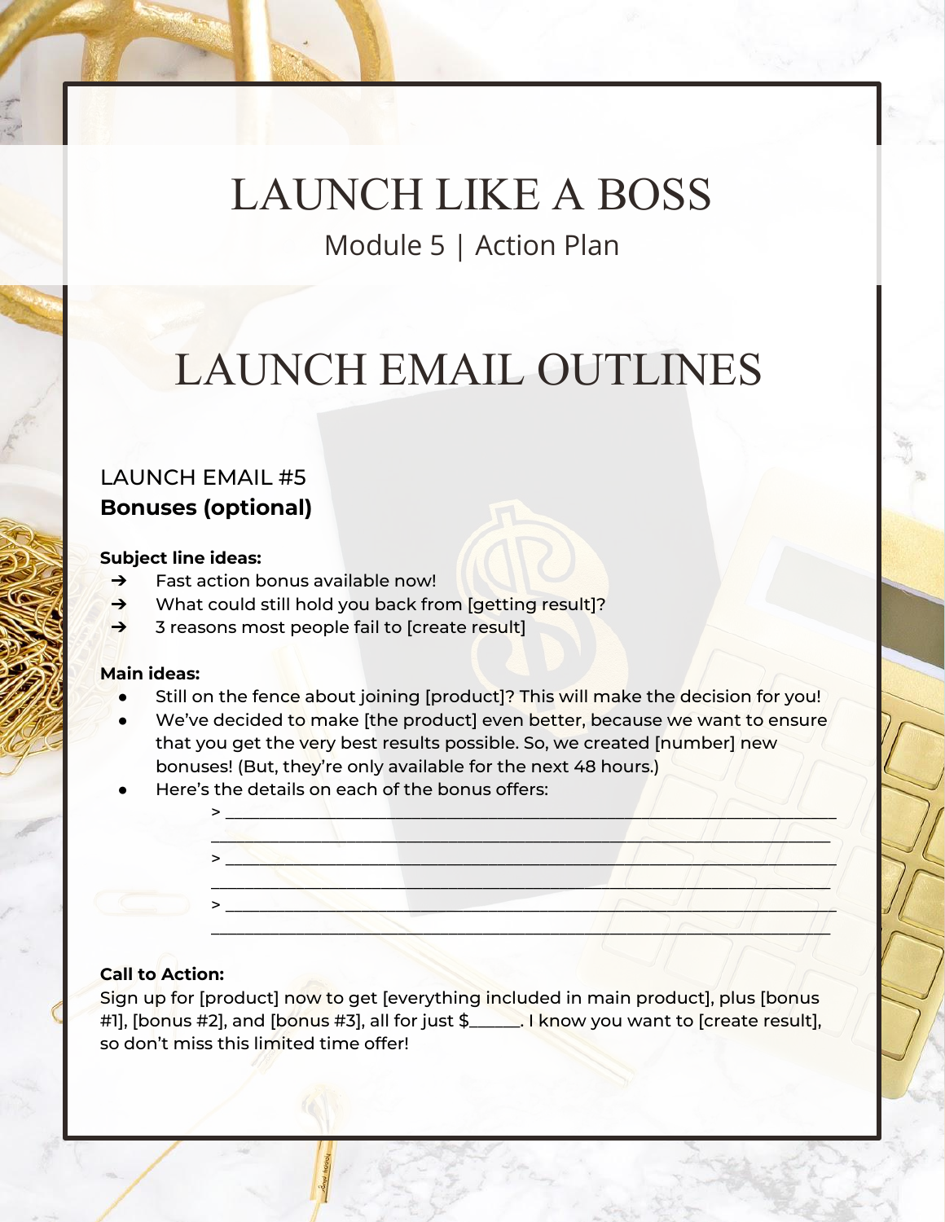# LAUNCH LIKE A BOSS

Module 5 | Action Plan

# LAUNCH EMAIL OUTLINES

## LAUNCH EMAIL #5
**Bonuses (optional)**

**Subject line ideas:**

- ➔ Fast action bonus available now!
- ➔ What could still hold you back from [getting result]?
- ➔ 3 reasons most people fail to [create result]

**Main ideas:**

- Still on the fence about joining [product]? This will make the decision for you!
- We've decided to make [the product] even better, because we want to ensure that you get the very best results possible. So, we created [number] new bonuses! (But, they're only available for the next 48 hours.)
- Here's the details on each of the bonus offers:
  > ______________________________________________________________
  ______________________________________________________________
  > ______________________________________________________________
  ______________________________________________________________
  > ______________________________________________________________
  ______________________________________________________________

**Call to Action:**
Sign up for [product] now to get [everything included in main product], plus [bonus #1], [bonus #2], and [bonus #3], all for just $______. I know you want to [create result], so don't miss this limited time offer!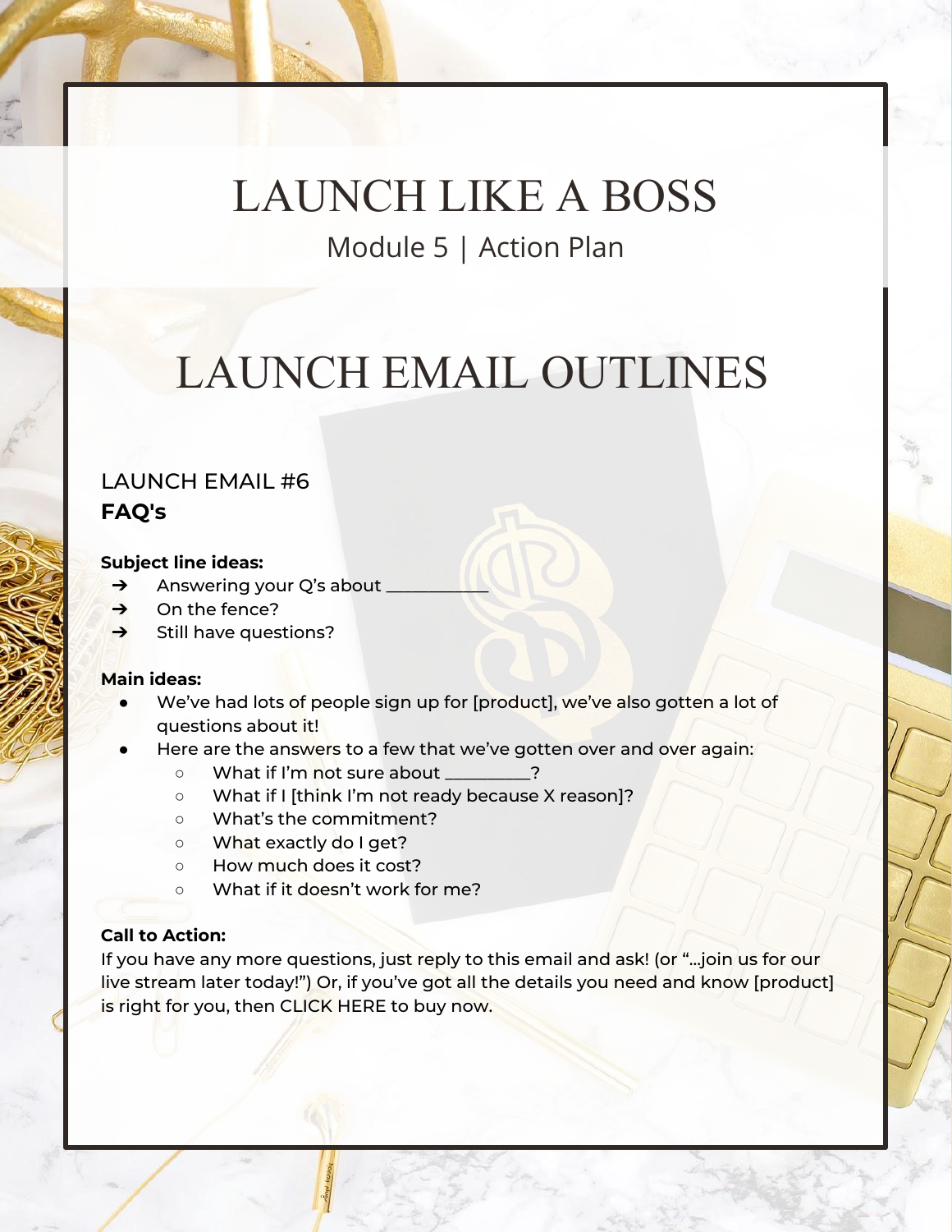# LAUNCH LIKE A BOSS

Module 5 | Action Plan

## LAUNCH EMAIL OUTLINES

### LAUNCH EMAIL #6
**FAQ's**

**Subject line ideas:**

- ➔ Answering your Q's about ___________
- ➔ On the fence?
- ➔ Still have questions?

**Main ideas:**

- We've had lots of people sign up for [product], we've also gotten a lot of questions about it!
- Here are the answers to a few that we've gotten over and over again:
    - What if I'm not sure about _________?
    - What if I [think I'm not ready because X reason]?
    - What's the commitment?
    - What exactly do I get?
    - How much does it cost?
    - What if it doesn't work for me?

**Call to Action:**
If you have any more questions, just reply to this email and ask! (or "...join us for our live stream later today!") Or, if you've got all the details you need and know [product] is right for you, then CLICK HERE to buy now.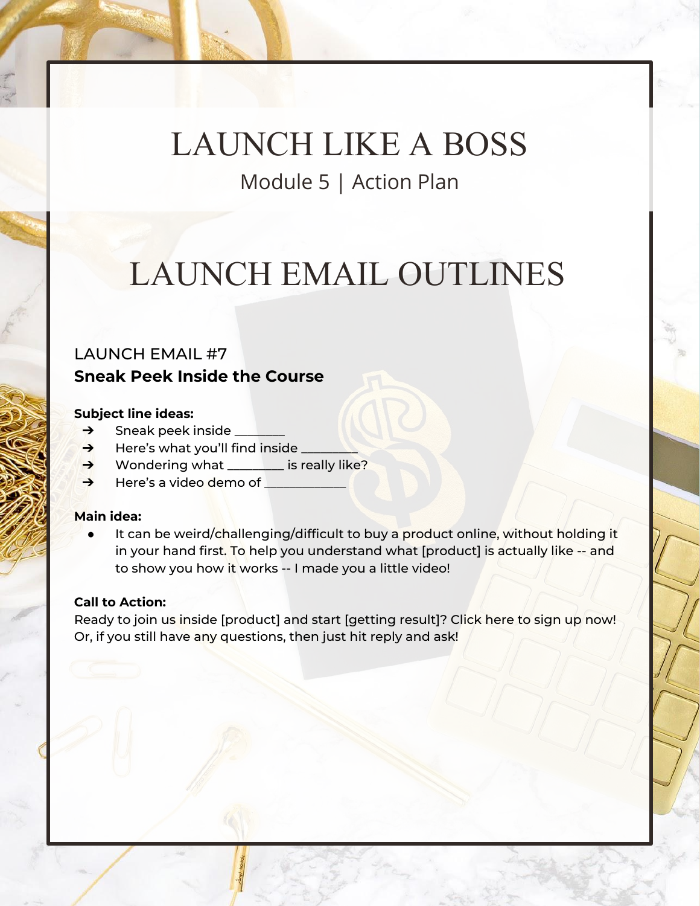# LAUNCH LIKE A BOSS

Module 5 | Action Plan

## LAUNCH EMAIL OUTLINES

LAUNCH EMAIL #7

**Sneak Peek Inside the Course**

**Subject line ideas:**

- Sneak peek inside ________
- Here's what you'll find inside ________
- Wondering what ________ is really like?
- Here's a video demo of ____________

**Main idea:**

- It can be weird/challenging/difficult to buy a product online, without holding it in your hand first. To help you understand what [product] is actually like -- and to show you how it works -- I made you a little video!

**Call to Action:**

Ready to join us inside [product] and start [getting result]? Click here to sign up now! Or, if you still have any questions, then just hit reply and ask!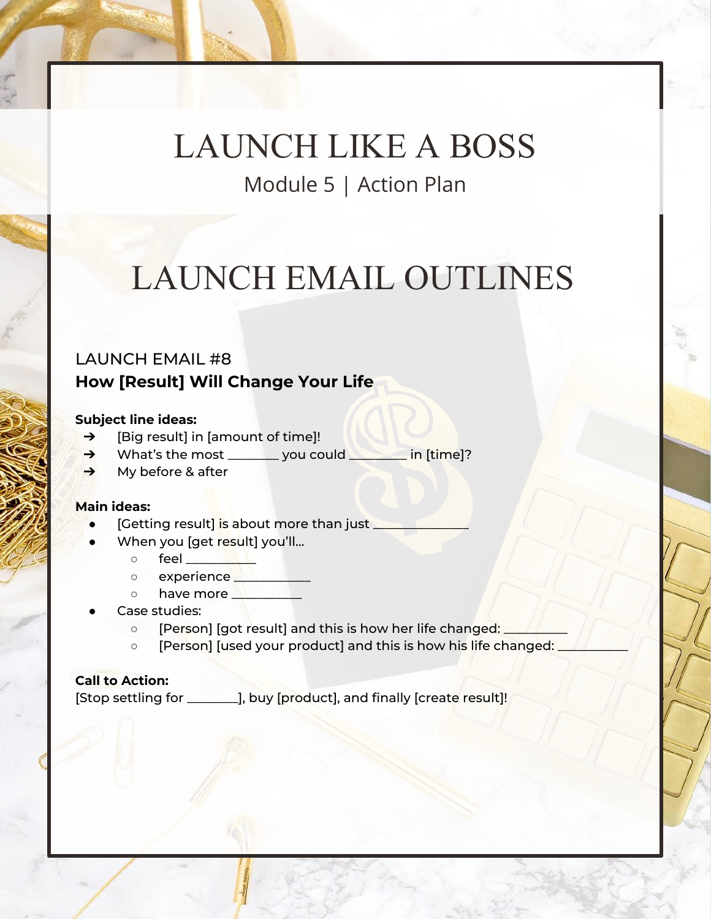# LAUNCH LIKE A BOSS

Module 5 | Action Plan

## LAUNCH EMAIL OUTLINES

LAUNCH EMAIL #8

### How [Result] Will Change Your Life

**Subject line ideas:**

- ➔ [Big result] in [amount of time]!
- ➔ What's the most ________ you could ________ in [time]?
- ➔ My before & after

**Main ideas:**

- [Getting result] is about more than just _______________
- When you [get result] you'll...
  - feel ___________
  - experience ____________
  - have more ___________
- Case studies:
  - [Person] [got result] and this is how her life changed: __________
  - [Person] [used your product] and this is how his life changed: ___________

**Call to Action:**

[Stop settling for ________], buy [product], and finally [create result]!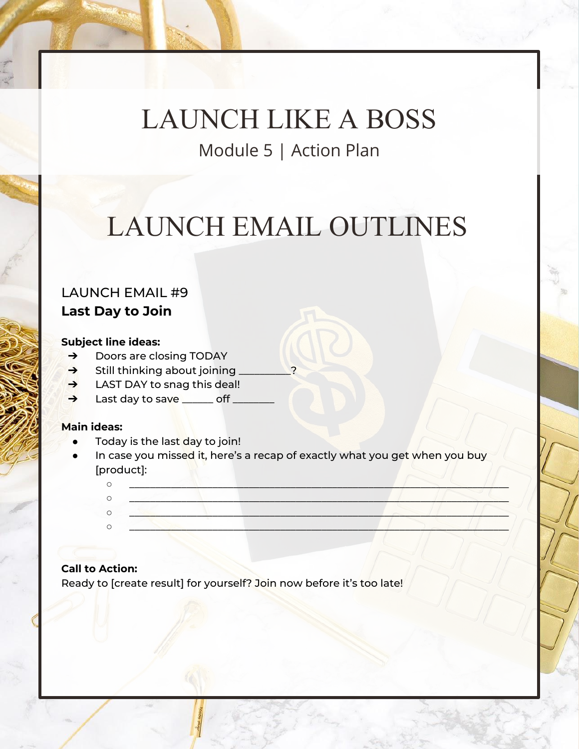# LAUNCH LIKE A BOSS

Module 5 | Action Plan

## LAUNCH EMAIL OUTLINES

LAUNCH EMAIL #9

### Last Day to Join

**Subject line ideas:**

- Doors are closing TODAY
- Still thinking about joining _________?
- LAST DAY to snag this deal!
- Last day to save ______ off ________

**Main ideas:**

- Today is the last day to join!
- In case you missed it, here's a recap of exactly what you get when you buy [product]:
  - ____________________________________________________________
  - ____________________________________________________________
  - ____________________________________________________________
  - ____________________________________________________________

**Call to Action:**

Ready to [create result] for yourself? Join now before it's too late!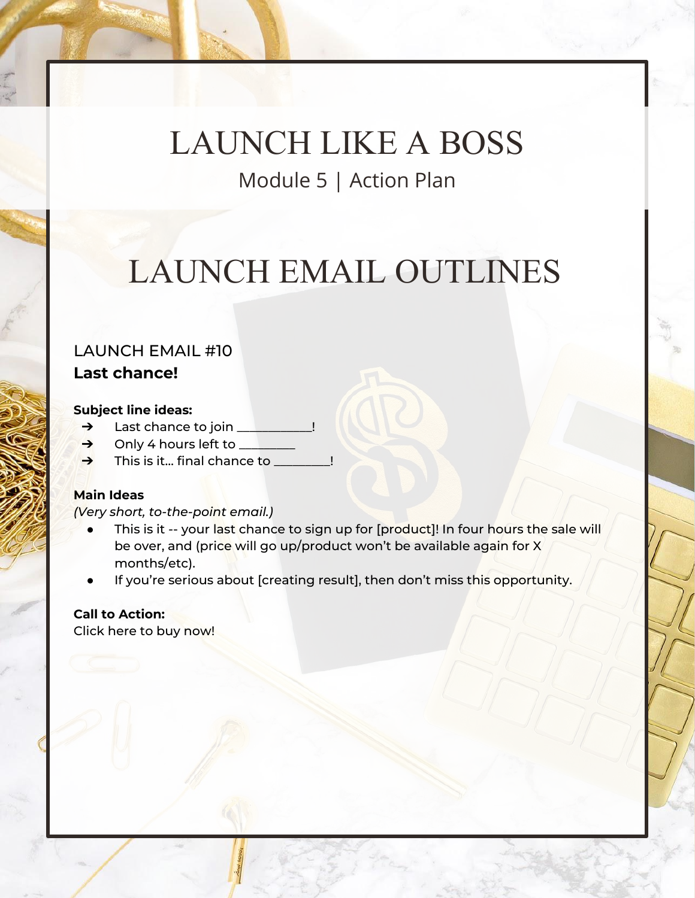# LAUNCH LIKE A BOSS

Module 5 | Action Plan

# LAUNCH EMAIL OUTLINES

## LAUNCH EMAIL #10

**Last chance!**

**Subject line ideas:**

- Last chance to join __________!
- Only 4 hours left to ________
- This is it... final chance to ________!

**Main Ideas**

*(Very short, to-the-point email.)*

- This is it -- your last chance to sign up for [product]! In four hours the sale will be over, and (price will go up/product won't be available again for X months/etc).
- If you're serious about [creating result], then don't miss this opportunity.

**Call to Action:**

Click here to buy now!